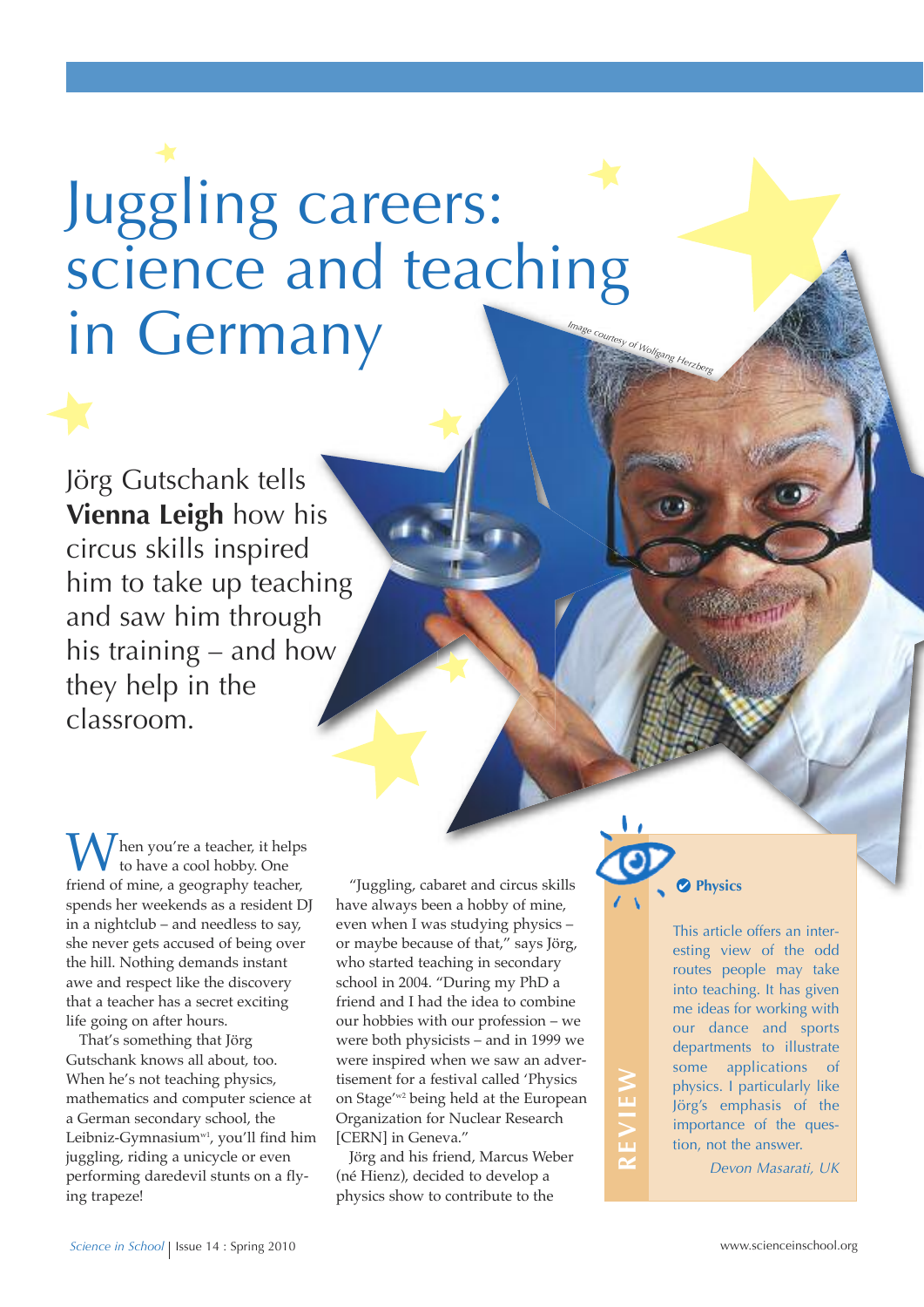# Juggling careers: science and teaching in Germany

Image courtesy of Wolfgang Herzberg

Jörg Gutschank tells **Vienna Leigh** how his circus skills inspired him to take up teaching and saw him through his training – and how they help in the classroom.

When you're a teacher, it helps to have a cool hobby. One friend of mine, a geography teacher, spends her weekends as a resident DJ in a nightclub – and needless to say, she never gets accused of being over the hill. Nothing demands instant awe and respect like the discovery that a teacher has a secret exciting life going on after hours.

That's something that Jörg Gutschank knows all about, too. When he's not teaching physics, mathematics and computer science at a German secondary school, the Leibniz-Gymnasium[w1], you'll find him juggling, riding a unicycle or even performing daredevil stunts on a flying trapeze!

"Juggling, cabaret and circus skills have always been a hobby of mine, even when I was studying physics – or maybe because of that," says Jörg, who started teaching in secondary school in 2004. "During my PhD a friend and I had the idea to combine our hobbies with our profession – we were both physicists – and in 1999 we were inspired when we saw an advertisement for a festival called 'Physics on Stage'[w2] being held at the European Organization for Nuclear Research [CERN] in Geneva."

Jörg and his friend, Marcus Weber (né Hienz), decided to develop a physics show to contribute to the

**REVIEW**

**Physics**

This article offers an interesting view of the odd routes people may take into teaching. It has given me ideas for working with our dance and sports departments to illustrate some applications of physics. I particularly like Jörg's emphasis of the importance of the question, not the answer.

*Devon Masarati, UK*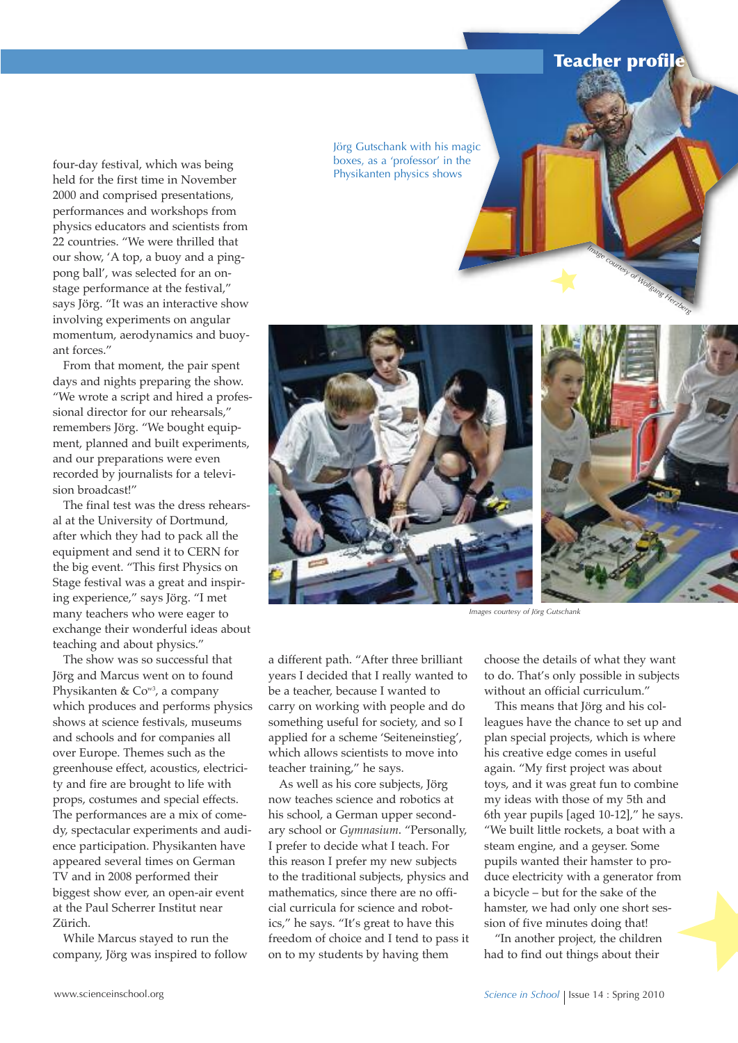Jörg Gutschank with his magic boxes, as a 'professor' in the Physikanten physics shows

Image courtesy of Wolfgang Herzberg

Images courtesy of Jörg Gutschank

four-day festival, which was being held for the first time in November 2000 and comprised presentations, performances and workshops from physics educators and scientists from 22 countries. "We were thrilled that our show, 'A top, a buoy and a ping-pong ball', was selected for an on-stage performance at the festival," says Jörg. "It was an interactive show involving experiments on angular momentum, aerodynamics and buoyant forces."

From that moment, the pair spent days and nights preparing the show. "We wrote a script and hired a professional director for our rehearsals," remembers Jörg. "We bought equipment, planned and built experiments, and our preparations were even recorded by journalists for a television broadcast!"

The final test was the dress rehearsal at the University of Dortmund, after which they had to pack all the equipment and send it to CERN for the big event. "This first Physics on Stage festival was a great and inspiring experience," says Jörg. "I met many teachers who were eager to exchange their wonderful ideas about teaching and about physics."

The show was so successful that Jörg and Marcus went on to found Physikanten & Co[w3], a company which produces and performs physics shows at science festivals, museums and schools and for companies all over Europe. Themes such as the greenhouse effect, acoustics, electricity and fire are brought to life with props, costumes and special effects. The performances are a mix of comedy, spectacular experiments and audience participation. Physikanten have appeared several times on German TV and in 2008 performed their biggest show ever, an open-air event at the Paul Scherrer Institut near Zürich.

While Marcus stayed to run the company, Jörg was inspired to follow a different path. "After three brilliant years I decided that I really wanted to be a teacher, because I wanted to carry on working with people and do something useful for society, and so I applied for a scheme 'Seiteneinstieg', which allows scientists to move into teacher training," he says.

As well as his core subjects, Jörg now teaches science and robotics at his school, a German upper secondary school or *Gymnasium*. "Personally, I prefer to decide what I teach. For this reason I prefer my new subjects to the traditional subjects, physics and mathematics, since there are no official curricula for science and robotics," he says. "It's great to have this freedom of choice and I tend to pass it on to my students by having them choose the details of what they want to do. That's only possible in subjects without an official curriculum."

This means that Jörg and his colleagues have the chance to set up and plan special projects, which is where his creative edge comes in useful again. "My first project was about toys, and it was great fun to combine my ideas with those of my 5th and 6th year pupils [aged 10-12]," he says. "We built little rockets, a boat with a steam engine, and a geyser. Some pupils wanted their hamster to produce electricity with a generator from a bicycle – but for the sake of the hamster, we had only one short session of five minutes doing that!

"In another project, the children had to find out things about their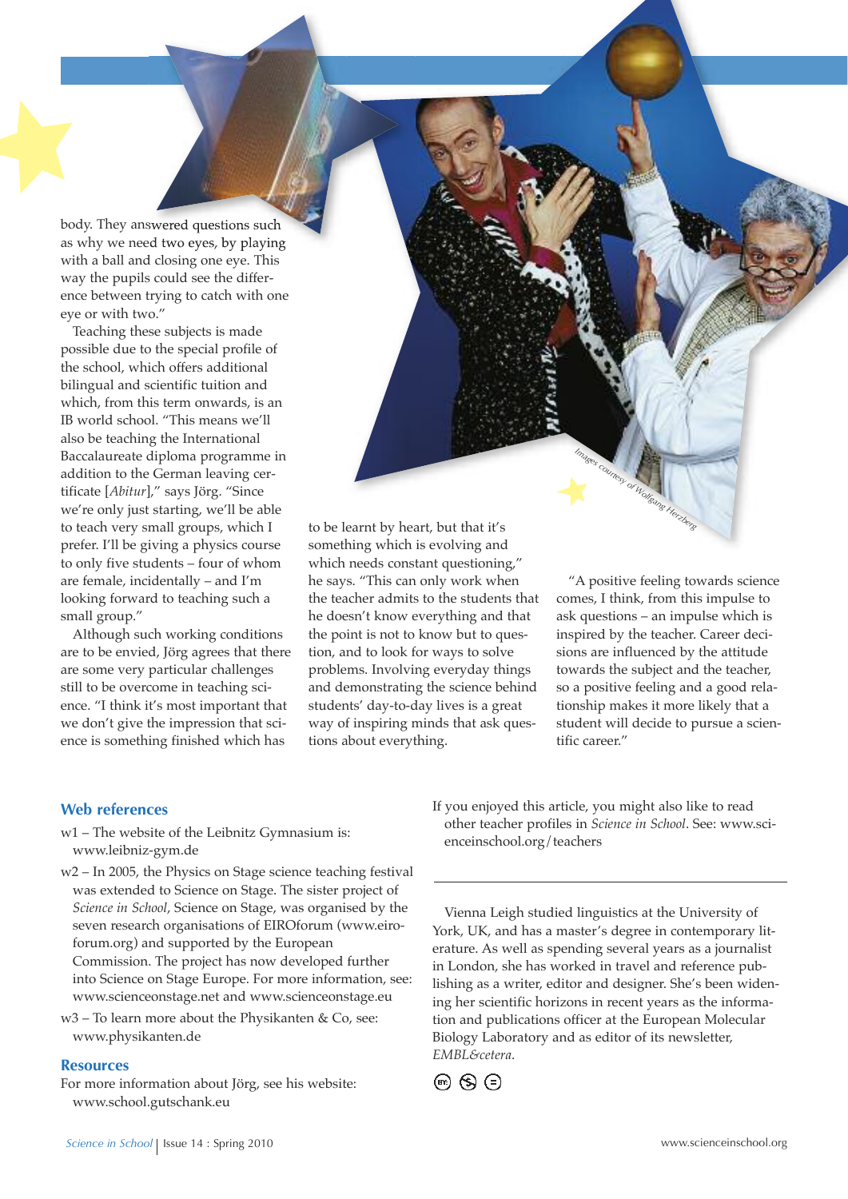body. They answered questions such as why we need two eyes, by playing with a ball and closing one eye. This way the pupils could see the difference between trying to catch with one eye or with two."

Teaching these subjects is made possible due to the special profile of the school, which offers additional bilingual and scientific tuition and which, from this term onwards, is an IB world school. "This means we'll also be teaching the International Baccalaureate diploma programme in addition to the German leaving certificate [*Abitur*]," says Jörg. "Since we're only just starting, we'll be able to teach very small groups, which I prefer. I'll be giving a physics course to only five students – four of whom are female, incidentally – and I'm looking forward to teaching such a small group."

Although such working conditions are to be envied, Jörg agrees that there are some very particular challenges still to be overcome in teaching science. "I think it's most important that we don't give the impression that science is something finished which has to be learnt by heart, but that it's something which is evolving and which needs constant questioning," he says. "This can only work when the teacher admits to the students that he doesn't know everything and that the point is not to know but to question, and to look for ways to solve problems. Involving everyday things and demonstrating the science behind students' day-to-day lives is a great way of inspiring minds that ask questions about everything.

"A positive feeling towards science comes, I think, from this impulse to ask questions – an impulse which is inspired by the teacher. Career decisions are influenced by the attitude towards the subject and the teacher, so a positive feeling and a good relationship makes it more likely that a student will decide to pursue a scientific career."

*Images courtesy of Wolfgang Herzberg*

## Web references

w1 – The website of the Leibnitz Gymnasium is: www.leibniz-gym.de

w2 – In 2005, the Physics on Stage science teaching festival was extended to Science on Stage. The sister project of *Science in School*, Science on Stage, was organised by the seven research organisations of EIROforum (www.eiroforum.org) and supported by the European Commission. The project has now developed further into Science on Stage Europe. For more information, see: www.scienceonstage.net and www.scienceonstage.eu

w3 – To learn more about the Physikanten & Co, see: www.physikanten.de

## Resources

For more information about Jörg, see his website: www.school.gutschank.eu

If you enjoyed this article, you might also like to read other teacher profiles in *Science in School*. See: www.scienceinschool.org/teachers

Vienna Leigh studied linguistics at the University of York, UK, and has a master's degree in contemporary literature. As well as spending several years as a journalist in London, she has worked in travel and reference publishing as a writer, editor and designer. She's been widening her scientific horizons in recent years as the information and publications officer at the European Molecular Biology Laboratory and as editor of its newsletter, *EMBL&cetera*.